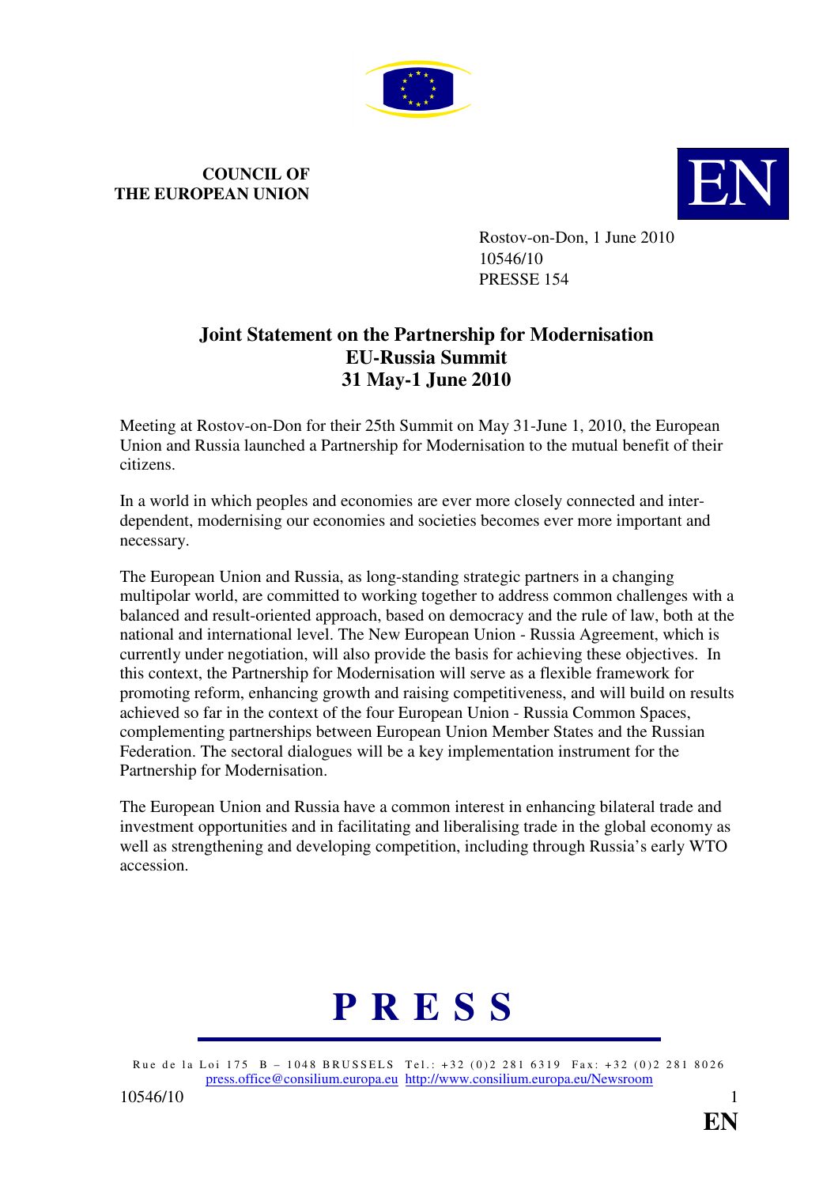**COUNCIL OF THE EUROPEAN UNION**

EN

Rostov-on-Don, 1 June 2010
10546/10
PRESSE 154

# Joint Statement on the Partnership for Modernisation EU-Russia Summit 31 May-1 June 2010

Meeting at Rostov-on-Don for their 25th Summit on May 31-June 1, 2010, the European Union and Russia launched a Partnership for Modernisation to the mutual benefit of their citizens.

In a world in which peoples and economies are ever more closely connected and inter-dependent, modernising our economies and societies becomes ever more important and necessary.

The European Union and Russia, as long-standing strategic partners in a changing multipolar world, are committed to working together to address common challenges with a balanced and result-oriented approach, based on democracy and the rule of law, both at the national and international level. The New European Union - Russia Agreement, which is currently under negotiation, will also provide the basis for achieving these objectives. In this context, the Partnership for Modernisation will serve as a flexible framework for promoting reform, enhancing growth and raising competitiveness, and will build on results achieved so far in the context of the four European Union - Russia Common Spaces, complementing partnerships between European Union Member States and the Russian Federation. The sectoral dialogues will be a key implementation instrument for the Partnership for Modernisation.

The European Union and Russia have a common interest in enhancing bilateral trade and investment opportunities and in facilitating and liberalising trade in the global economy as well as strengthening and developing competition, including through Russia's early WTO accession.

**P R E S S**

Rue de la Loi 175 B – 1048 BRUSSELS Tel.: +32 (0)2 281 6319 Fax: +32 (0)2 281 8026
press.office@consilium.europa.eu http://www.consilium.europa.eu/Newsroom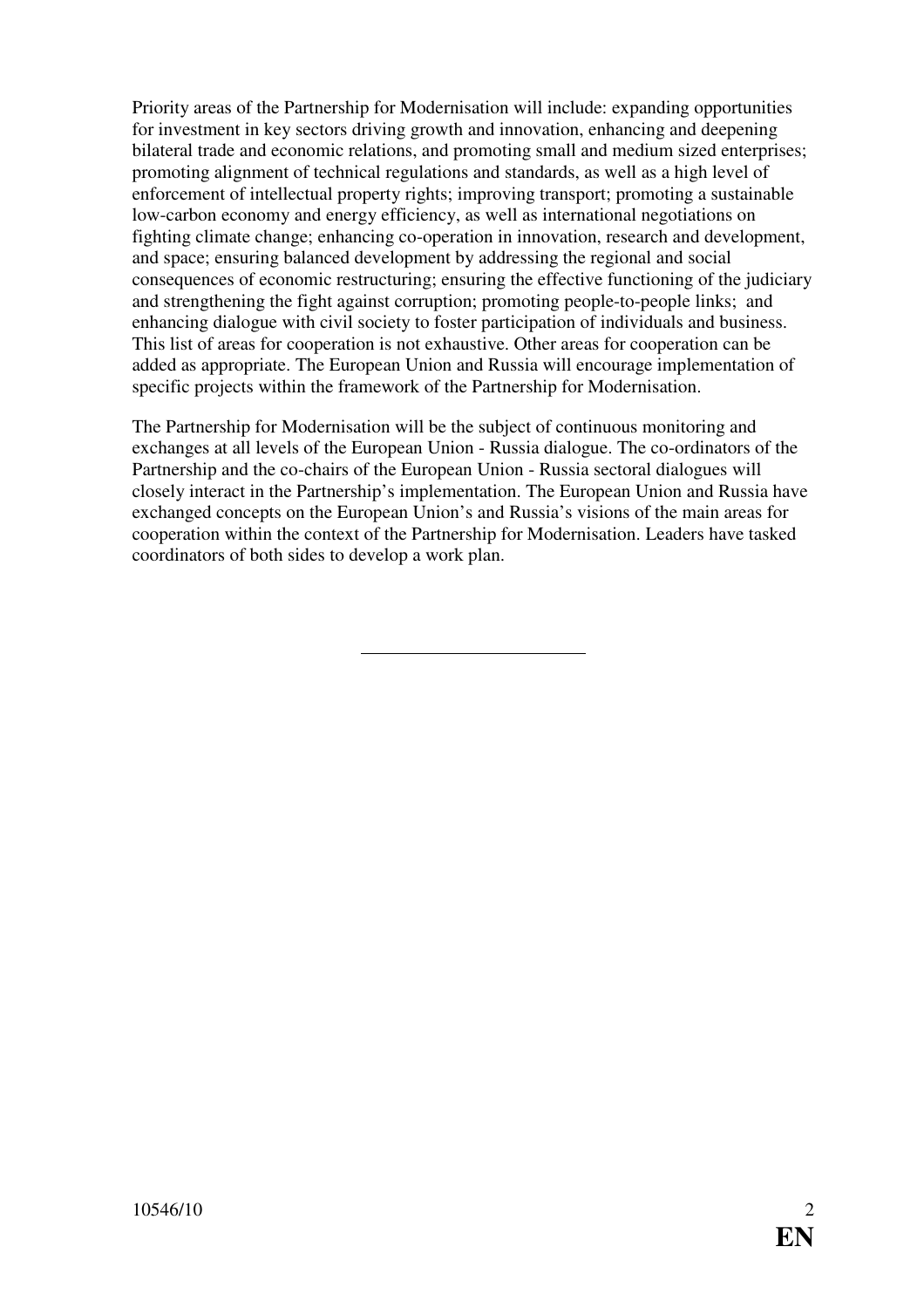Priority areas of the Partnership for Modernisation will include: expanding opportunities for investment in key sectors driving growth and innovation, enhancing and deepening bilateral trade and economic relations, and promoting small and medium sized enterprises; promoting alignment of technical regulations and standards, as well as a high level of enforcement of intellectual property rights; improving transport; promoting a sustainable low-carbon economy and energy efficiency, as well as international negotiations on fighting climate change; enhancing co-operation in innovation, research and development, and space; ensuring balanced development by addressing the regional and social consequences of economic restructuring; ensuring the effective functioning of the judiciary and strengthening the fight against corruption; promoting people-to-people links; and enhancing dialogue with civil society to foster participation of individuals and business. This list of areas for cooperation is not exhaustive. Other areas for cooperation can be added as appropriate. The European Union and Russia will encourage implementation of specific projects within the framework of the Partnership for Modernisation.

The Partnership for Modernisation will be the subject of continuous monitoring and exchanges at all levels of the European Union - Russia dialogue. The co-ordinators of the Partnership and the co-chairs of the European Union - Russia sectoral dialogues will closely interact in the Partnership's implementation. The European Union and Russia have exchanged concepts on the European Union's and Russia's visions of the main areas for cooperation within the context of the Partnership for Modernisation. Leaders have tasked coordinators of both sides to develop a work plan.

---